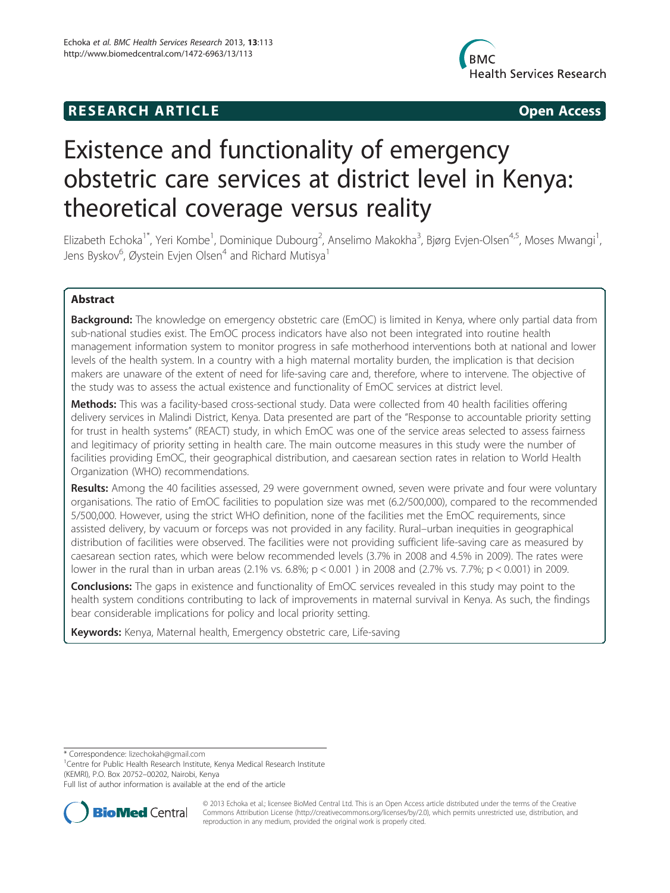RESEARCH ARTICLE Open Access

# Existence and functionality of emergency obstetric care services at district level in Kenya: theoretical coverage versus reality

Elizabeth Echoka[1*], Yeri Kombe[1], Dominique Dubourg[2], Anselimo Makokha[3], Bjørg Evjen-Olsen[4,5], Moses Mwangi[1], Jens Byskov[6], Øystein Evjen Olsen[4] and Richard Mutisya[1]

## Abstract

**Background:** The knowledge on emergency obstetric care (EmOC) is limited in Kenya, where only partial data from sub-national studies exist. The EmOC process indicators have also not been integrated into routine health management information system to monitor progress in safe motherhood interventions both at national and lower levels of the health system. In a country with a high maternal mortality burden, the implication is that decision makers are unaware of the extent of need for life-saving care and, therefore, where to intervene. The objective of the study was to assess the actual existence and functionality of EmOC services at district level.

**Methods:** This was a facility-based cross-sectional study. Data were collected from 40 health facilities offering delivery services in Malindi District, Kenya. Data presented are part of the "Response to accountable priority setting for trust in health systems" (REACT) study, in which EmOC was one of the service areas selected to assess fairness and legitimacy of priority setting in health care. The main outcome measures in this study were the number of facilities providing EmOC, their geographical distribution, and caesarean section rates in relation to World Health Organization (WHO) recommendations.

**Results:** Among the 40 facilities assessed, 29 were government owned, seven were private and four were voluntary organisations. The ratio of EmOC facilities to population size was met (6.2/500,000), compared to the recommended 5/500,000. However, using the strict WHO definition, none of the facilities met the EmOC requirements, since assisted delivery, by vacuum or forceps was not provided in any facility. Rural–urban inequities in geographical distribution of facilities were observed. The facilities were not providing sufficient life-saving care as measured by caesarean section rates, which were below recommended levels (3.7% in 2008 and 4.5% in 2009). The rates were lower in the rural than in urban areas (2.1% vs. 6.8%; $p < 0.001$ ) in 2008 and (2.7% vs. 7.7%; $p < 0.001$) in 2009.

**Conclusions:** The gaps in existence and functionality of EmOC services revealed in this study may point to the health system conditions contributing to lack of improvements in maternal survival in Kenya. As such, the findings bear considerable implications for policy and local priority setting.

**Keywords:** Kenya, Maternal health, Emergency obstetric care, Life-saving

* Correspondence: lizechokah@gmail.com
[1]Centre for Public Health Research Institute, Kenya Medical Research Institute (KEMRI), P.O. Box 20752–00202, Nairobi, Kenya
Full list of author information is available at the end of the article

© 2013 Echoka et al.; licensee BioMed Central Ltd. This is an Open Access article distributed under the terms of the Creative Commons Attribution License (http://creativecommons.org/licenses/by/2.0), which permits unrestricted use, distribution, and reproduction in any medium, provided the original work is properly cited.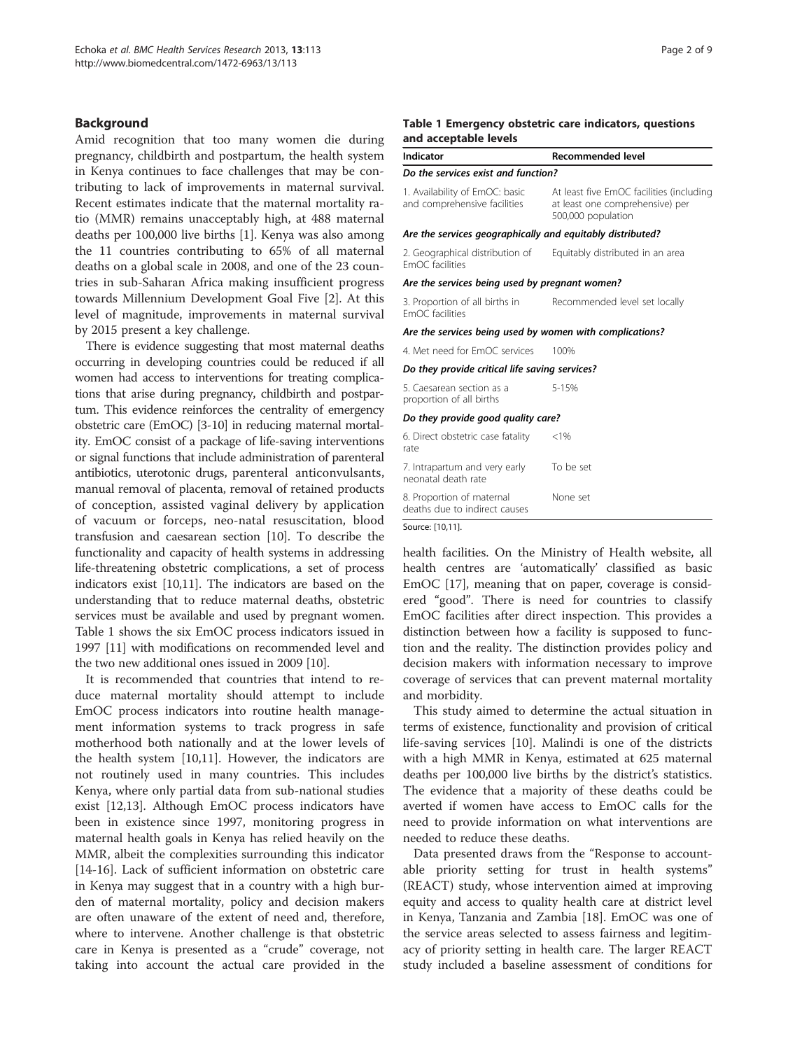## Background

Amid recognition that too many women die during pregnancy, childbirth and postpartum, the health system in Kenya continues to face challenges that may be contributing to lack of improvements in maternal survival. Recent estimates indicate that the maternal mortality ratio (MMR) remains unacceptably high, at 488 maternal deaths per 100,000 live births [1]. Kenya was also among the 11 countries contributing to 65% of all maternal deaths on a global scale in 2008, and one of the 23 countries in sub-Saharan Africa making insufficient progress towards Millennium Development Goal Five [2]. At this level of magnitude, improvements in maternal survival by 2015 present a key challenge.

There is evidence suggesting that most maternal deaths occurring in developing countries could be reduced if all women had access to interventions for treating complications that arise during pregnancy, childbirth and postpartum. This evidence reinforces the centrality of emergency obstetric care (EmOC) [3-10] in reducing maternal mortality. EmOC consist of a package of life-saving interventions or signal functions that include administration of parenteral antibiotics, uterotonic drugs, parenteral anticonvulsants, manual removal of placenta, removal of retained products of conception, assisted vaginal delivery by application of vacuum or forceps, neo-natal resuscitation, blood transfusion and caesarean section [10]. To describe the functionality and capacity of health systems in addressing life-threatening obstetric complications, a set of process indicators exist [10,11]. The indicators are based on the understanding that to reduce maternal deaths, obstetric services must be available and used by pregnant women. Table 1 shows the six EmOC process indicators issued in 1997 [11] with modifications on recommended level and the two new additional ones issued in 2009 [10].

It is recommended that countries that intend to reduce maternal mortality should attempt to include EmOC process indicators into routine health management information systems to track progress in safe motherhood both nationally and at the lower levels of the health system [10,11]. However, the indicators are not routinely used in many countries. This includes Kenya, where only partial data from sub-national studies exist [12,13]. Although EmOC process indicators have been in existence since 1997, monitoring progress in maternal health goals in Kenya has relied heavily on the MMR, albeit the complexities surrounding this indicator [14-16]. Lack of sufficient information on obstetric care in Kenya may suggest that in a country with a high burden of maternal mortality, policy and decision makers are often unaware of the extent of need and, therefore, where to intervene. Another challenge is that obstetric care in Kenya is presented as a "crude" coverage, not taking into account the actual care provided in the health facilities. On the Ministry of Health website, all health centres are 'automatically' classified as basic EmOC [17], meaning that on paper, coverage is considered "good". There is need for countries to classify EmOC facilities after direct inspection. This provides a distinction between how a facility is supposed to function and the reality. The distinction provides policy and decision makers with information necessary to improve coverage of services that can prevent maternal mortality and morbidity.

**Table 1 Emergency obstetric care indicators, questions and acceptable levels**

| Indicator | Recommended level |
|---|---|
| ***Do the services exist and function?*** | |
| 1. Availability of EmOC: basic and comprehensive facilities | At least five EmOC facilities (including at least one comprehensive) per 500,000 population |
| ***Are the services geographically and equitably distributed?*** | |
| 2. Geographical distribution of EmOC facilities | Equitably distributed in an area |
| ***Are the services being used by pregnant women?*** | |
| 3. Proportion of all births in EmOC facilities | Recommended level set locally |
| ***Are the services being used by women with complications?*** | |
| 4. Met need for EmOC services | 100% |
| ***Do they provide critical life saving services?*** | |
| 5. Caesarean section as a proportion of all births | 5-15% |
| ***Do they provide good quality care?*** | |
| 6. Direct obstetric case fatality rate | <1% |
| 7. Intrapartum and very early neonatal death rate | To be set |
| 8. Proportion of maternal deaths due to indirect causes | None set |

Source: [10,11].

This study aimed to determine the actual situation in terms of existence, functionality and provision of critical life-saving services [10]. Malindi is one of the districts with a high MMR in Kenya, estimated at 625 maternal deaths per 100,000 live births by the district's statistics. The evidence that a majority of these deaths could be averted if women have access to EmOC calls for the need to provide information on what interventions are needed to reduce these deaths.

Data presented draws from the "Response to accountable priority setting for trust in health systems" (REACT) study, whose intervention aimed at improving equity and access to quality health care at district level in Kenya, Tanzania and Zambia [18]. EmOC was one of the service areas selected to assess fairness and legitimacy of priority setting in health care. The larger REACT study included a baseline assessment of conditions for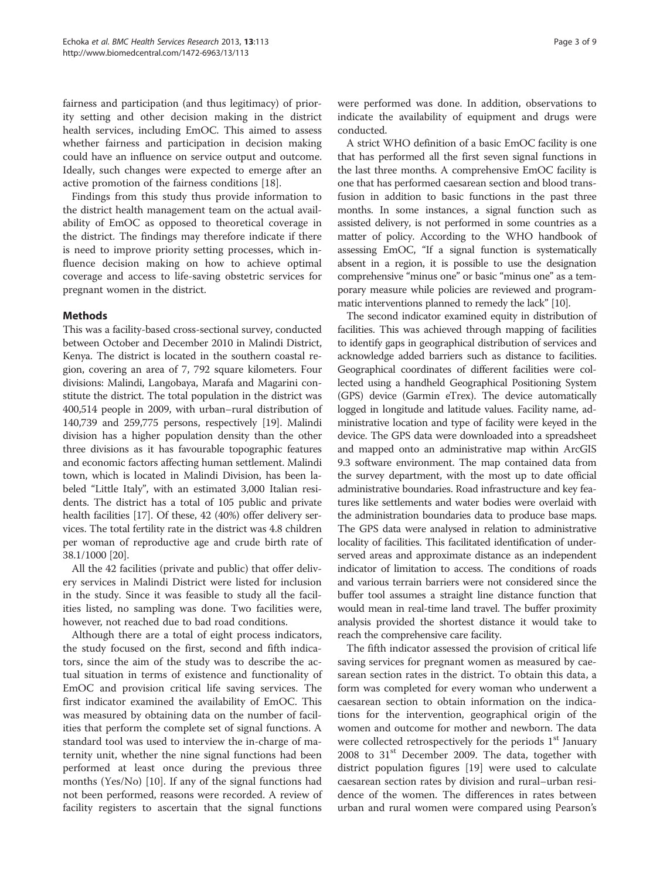fairness and participation (and thus legitimacy) of priority setting and other decision making in the district health services, including EmOC. This aimed to assess whether fairness and participation in decision making could have an influence on service output and outcome. Ideally, such changes were expected to emerge after an active promotion of the fairness conditions [18].

Findings from this study thus provide information to the district health management team on the actual availability of EmOC as opposed to theoretical coverage in the district. The findings may therefore indicate if there is need to improve priority setting processes, which influence decision making on how to achieve optimal coverage and access to life-saving obstetric services for pregnant women in the district.

## Methods

This was a facility-based cross-sectional survey, conducted between October and December 2010 in Malindi District, Kenya. The district is located in the southern coastal region, covering an area of 7, 792 square kilometers. Four divisions: Malindi, Langobaya, Marafa and Magarini constitute the district. The total population in the district was 400,514 people in 2009, with urban–rural distribution of 140,739 and 259,775 persons, respectively [19]. Malindi division has a higher population density than the other three divisions as it has favourable topographic features and economic factors affecting human settlement. Malindi town, which is located in Malindi Division, has been labeled "Little Italy", with an estimated 3,000 Italian residents. The district has a total of 105 public and private health facilities [17]. Of these, 42 (40%) offer delivery services. The total fertility rate in the district was 4.8 children per woman of reproductive age and crude birth rate of 38.1/1000 [20].

All the 42 facilities (private and public) that offer delivery services in Malindi District were listed for inclusion in the study. Since it was feasible to study all the facilities listed, no sampling was done. Two facilities were, however, not reached due to bad road conditions.

Although there are a total of eight process indicators, the study focused on the first, second and fifth indicators, since the aim of the study was to describe the actual situation in terms of existence and functionality of EmOC and provision critical life saving services. The first indicator examined the availability of EmOC. This was measured by obtaining data on the number of facilities that perform the complete set of signal functions. A standard tool was used to interview the in-charge of maternity unit, whether the nine signal functions had been performed at least once during the previous three months (Yes/No) [10]. If any of the signal functions had not been performed, reasons were recorded. A review of facility registers to ascertain that the signal functions were performed was done. In addition, observations to indicate the availability of equipment and drugs were conducted.

A strict WHO definition of a basic EmOC facility is one that has performed all the first seven signal functions in the last three months. A comprehensive EmOC facility is one that has performed caesarean section and blood transfusion in addition to basic functions in the past three months. In some instances, a signal function such as assisted delivery, is not performed in some countries as a matter of policy. According to the WHO handbook of assessing EmOC, "If a signal function is systematically absent in a region, it is possible to use the designation comprehensive "minus one" or basic "minus one" as a temporary measure while policies are reviewed and programmatic interventions planned to remedy the lack" [10].

The second indicator examined equity in distribution of facilities. This was achieved through mapping of facilities to identify gaps in geographical distribution of services and acknowledge added barriers such as distance to facilities. Geographical coordinates of different facilities were collected using a handheld Geographical Positioning System (GPS) device (Garmin eTrex). The device automatically logged in longitude and latitude values. Facility name, administrative location and type of facility were keyed in the device. The GPS data were downloaded into a spreadsheet and mapped onto an administrative map within ArcGIS 9.3 software environment. The map contained data from the survey department, with the most up to date official administrative boundaries. Road infrastructure and key features like settlements and water bodies were overlaid with the administration boundaries data to produce base maps. The GPS data were analysed in relation to administrative locality of facilities. This facilitated identification of underserved areas and approximate distance as an independent indicator of limitation to access. The conditions of roads and various terrain barriers were not considered since the buffer tool assumes a straight line distance function that would mean in real-time land travel. The buffer proximity analysis provided the shortest distance it would take to reach the comprehensive care facility.

The fifth indicator assessed the provision of critical life saving services for pregnant women as measured by caesarean section rates in the district. To obtain this data, a form was completed for every woman who underwent a caesarean section to obtain information on the indications for the intervention, geographical origin of the women and outcome for mother and newborn. The data were collected retrospectively for the periods 1st January 2008 to 31st December 2009. The data, together with district population figures [19] were used to calculate caesarean section rates by division and rural–urban residence of the women. The differences in rates between urban and rural women were compared using Pearson's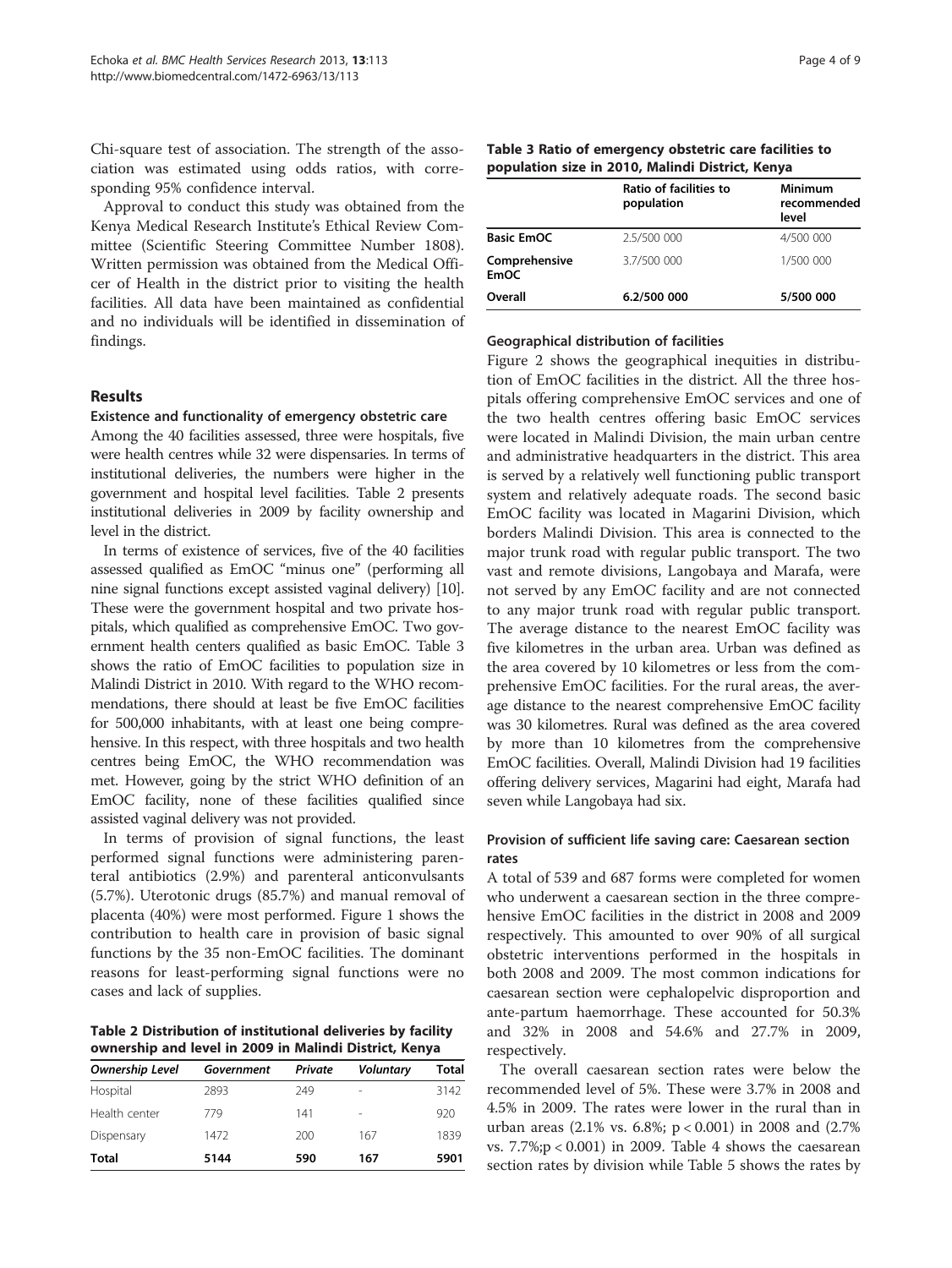Chi-square test of association. The strength of the association was estimated using odds ratios, with corresponding 95% confidence interval.

Approval to conduct this study was obtained from the Kenya Medical Research Institute's Ethical Review Committee (Scientific Steering Committee Number 1808). Written permission was obtained from the Medical Officer of Health in the district prior to visiting the health facilities. All data have been maintained as confidential and no individuals will be identified in dissemination of findings.

## Results

### Existence and functionality of emergency obstetric care

Among the 40 facilities assessed, three were hospitals, five were health centres while 32 were dispensaries. In terms of institutional deliveries, the numbers were higher in the government and hospital level facilities. Table 2 presents institutional deliveries in 2009 by facility ownership and level in the district.

In terms of existence of services, five of the 40 facilities assessed qualified as EmOC "minus one" (performing all nine signal functions except assisted vaginal delivery) [10]. These were the government hospital and two private hospitals, which qualified as comprehensive EmOC. Two government health centers qualified as basic EmOC. Table 3 shows the ratio of EmOC facilities to population size in Malindi District in 2010. With regard to the WHO recommendations, there should at least be five EmOC facilities for 500,000 inhabitants, with at least one being comprehensive. In this respect, with three hospitals and two health centres being EmOC, the WHO recommendation was met. However, going by the strict WHO definition of an EmOC facility, none of these facilities qualified since assisted vaginal delivery was not provided.

In terms of provision of signal functions, the least performed signal functions were administering parenteral antibiotics (2.9%) and parenteral anticonvulsants (5.7%). Uterotonic drugs (85.7%) and manual removal of placenta (40%) were most performed. Figure 1 shows the contribution to health care in provision of basic signal functions by the 35 non-EmOC facilities. The dominant reasons for least-performing signal functions were no cases and lack of supplies.

**Table 2 Distribution of institutional deliveries by facility ownership and level in 2009 in Malindi District, Kenya**

| *Ownership Level* | *Government* | *Private* | *Voluntary* | Total |
|---|---|---|---|---|
| Hospital | 2893 | 249 | - | 3142 |
| Health center | 779 | 141 | - | 920 |
| Dispensary | 1472 | 200 | 167 | 1839 |
| **Total** | **5144** | **590** | **167** | **5901** |

**Table 3 Ratio of emergency obstetric care facilities to population size in 2010, Malindi District, Kenya**

| | Ratio of facilities to population | Minimum recommended level |
|---|---|---|
| **Basic EmOC** | 2.5/500 000 | 4/500 000 |
| **Comprehensive EmOC** | 3.7/500 000 | 1/500 000 |
| **Overall** | **6.2/500 000** | **5/500 000** |

### Geographical distribution of facilities

Figure 2 shows the geographical inequities in distribution of EmOC facilities in the district. All the three hospitals offering comprehensive EmOC services and one of the two health centres offering basic EmOC services were located in Malindi Division, the main urban centre and administrative headquarters in the district. This area is served by a relatively well functioning public transport system and relatively adequate roads. The second basic EmOC facility was located in Magarini Division, which borders Malindi Division. This area is connected to the major trunk road with regular public transport. The two vast and remote divisions, Langobaya and Marafa, were not served by any EmOC facility and are not connected to any major trunk road with regular public transport. The average distance to the nearest EmOC facility was five kilometres in the urban area. Urban was defined as the area covered by 10 kilometres or less from the comprehensive EmOC facilities. For the rural areas, the average distance to the nearest comprehensive EmOC facility was 30 kilometres. Rural was defined as the area covered by more than 10 kilometres from the comprehensive EmOC facilities. Overall, Malindi Division had 19 facilities offering delivery services, Magarini had eight, Marafa had seven while Langobaya had six.

### Provision of sufficient life saving care: Caesarean section rates

A total of 539 and 687 forms were completed for women who underwent a caesarean section in the three comprehensive EmOC facilities in the district in 2008 and 2009 respectively. This amounted to over 90% of all surgical obstetric interventions performed in the hospitals in both 2008 and 2009. The most common indications for caesarean section were cephalopelvic disproportion and ante-partum haemorrhage. These accounted for 50.3% and 32% in 2008 and 54.6% and 27.7% in 2009, respectively.

The overall caesarean section rates were below the recommended level of 5%. These were 3.7% in 2008 and 4.5% in 2009. The rates were lower in the rural than in urban areas (2.1% vs. 6.8%; $p < 0.001$) in 2008 and (2.7% vs. 7.7%; $p < 0.001$) in 2009. Table 4 shows the caesarean section rates by division while Table 5 shows the rates by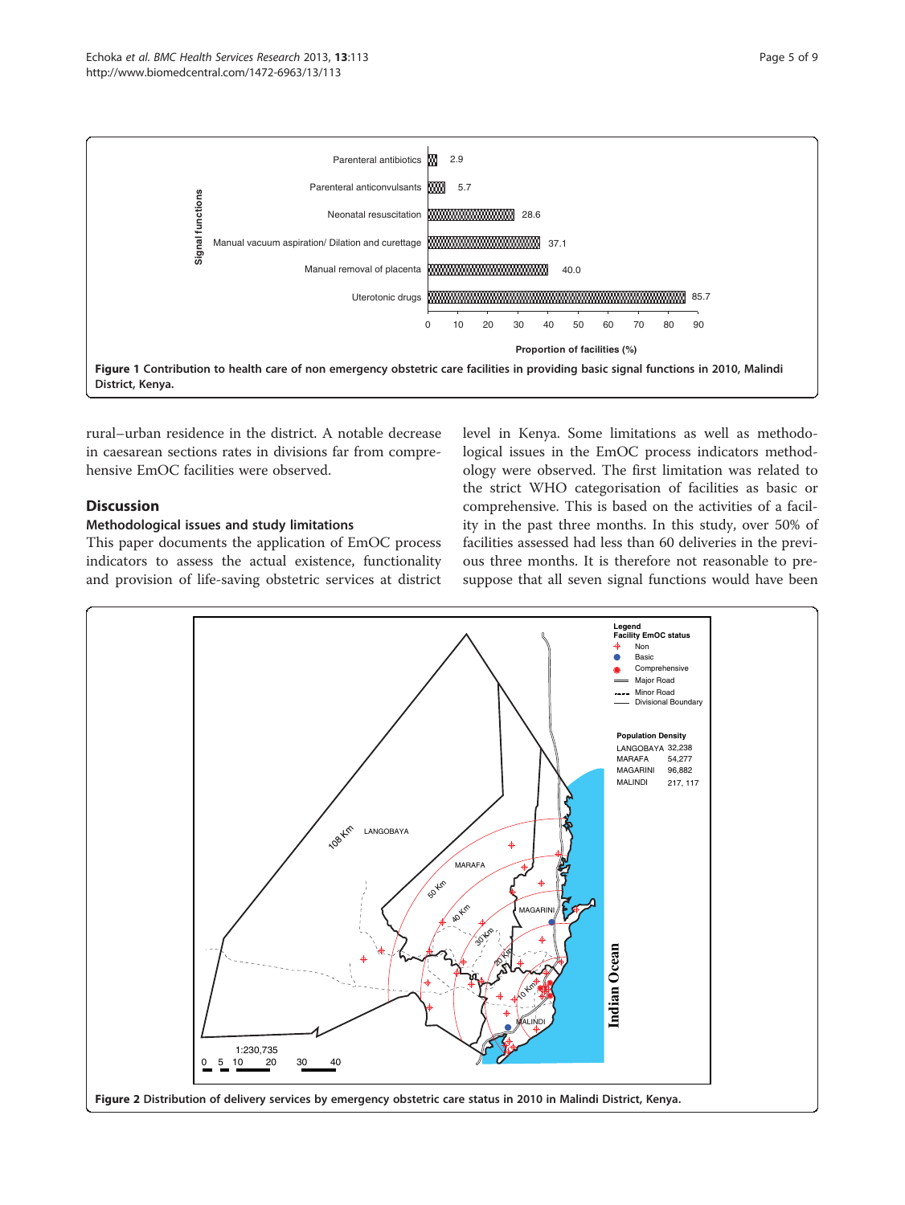Figure 1 Contribution to health care of non emergency obstetric care facilities in providing basic signal functions in 2010, Malindi District, Kenya.

rural–urban residence in the district. A notable decrease in caesarean sections rates in divisions far from comprehensive EmOC facilities were observed.

## Discussion

### Methodological issues and study limitations

This paper documents the application of EmOC process indicators to assess the actual existence, functionality and provision of life-saving obstetric services at district level in Kenya. Some limitations as well as methodological issues in the EmOC process indicators methodology were observed. The first limitation was related to the strict WHO categorisation of facilities as basic or comprehensive. This is based on the activities of a facility in the past three months. In this study, over 50% of facilities assessed had less than 60 deliveries in the previous three months. It is therefore not reasonable to presuppose that all seven signal functions would have been

Figure 2 Distribution of delivery services by emergency obstetric care status in 2010 in Malindi District, Kenya.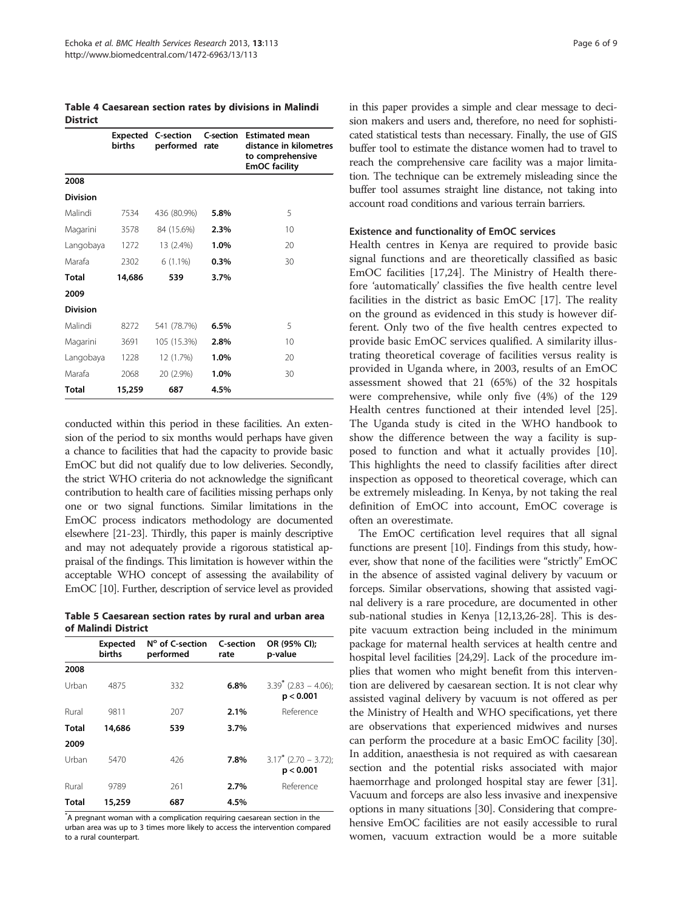**Table 4 Caesarean section rates by divisions in Malindi District**

| | Expected births | C-section performed | C-section rate | Estimated mean distance in kilometres to comprehensive EmOC facility |
|---|---|---|---|---|
| **2008** | | | | |
| **Division** | | | | |
| Malindi | 7534 | 436 (80.9%) | **5.8%** | 5 |
| Magarini | 3578 | 84 (15.6%) | **2.3%** | 10 |
| Langobaya | 1272 | 13 (2.4%) | **1.0%** | 20 |
| Marafa | 2302 | 6 (1.1%) | **0.3%** | 30 |
| **Total** | **14,686** | **539** | **3.7%** | |
| **2009** | | | | |
| **Division** | | | | |
| Malindi | 8272 | 541 (78.7%) | **6.5%** | 5 |
| Magarini | 3691 | 105 (15.3%) | **2.8%** | 10 |
| Langobaya | 1228 | 12 (1.7%) | **1.0%** | 20 |
| Marafa | 2068 | 20 (2.9%) | **1.0%** | 30 |
| **Total** | **15,259** | **687** | **4.5%** | |

conducted within this period in these facilities. An extension of the period to six months would perhaps have given a chance to facilities that had the capacity to provide basic EmOC but did not qualify due to low deliveries. Secondly, the strict WHO criteria do not acknowledge the significant contribution to health care of facilities missing perhaps only one or two signal functions. Similar limitations in the EmOC process indicators methodology are documented elsewhere [21-23]. Thirdly, this paper is mainly descriptive and may not adequately provide a rigorous statistical appraisal of the findings. This limitation is however within the acceptable WHO concept of assessing the availability of EmOC [10]. Further, description of service level as provided

**Table 5 Caesarean section rates by rural and urban area of Malindi District**

| | Expected births | N° of C-section performed | C-section rate | OR (95% CI); p-value |
|---|---|---|---|---|
| **2008** | | | | |
| Urban | 4875 | 332 | **6.8%** | 3.39* (2.83 – 4.06); **p < 0.001** |
| Rural | 9811 | 207 | **2.1%** | Reference |
| **Total** | **14,686** | **539** | **3.7%** | |
| **2009** | | | | |
| Urban | 5470 | 426 | **7.8%** | 3.17* (2.70 – 3.72); **p < 0.001** |
| Rural | 9789 | 261 | **2.7%** | Reference |
| **Total** | **15,259** | **687** | **4.5%** | |

*A pregnant woman with a complication requiring caesarean section in the urban area was up to 3 times more likely to access the intervention compared to a rural counterpart.

in this paper provides a simple and clear message to decision makers and users and, therefore, no need for sophisticated statistical tests than necessary. Finally, the use of GIS buffer tool to estimate the distance women had to travel to reach the comprehensive care facility was a major limitation. The technique can be extremely misleading since the buffer tool assumes straight line distance, not taking into account road conditions and various terrain barriers.

### Existence and functionality of EmOC services

Health centres in Kenya are required to provide basic signal functions and are theoretically classified as basic EmOC facilities [17,24]. The Ministry of Health therefore 'automatically' classifies the five health centre level facilities in the district as basic EmOC [17]. The reality on the ground as evidenced in this study is however different. Only two of the five health centres expected to provide basic EmOC services qualified. A similarity illustrating theoretical coverage of facilities versus reality is provided in Uganda where, in 2003, results of an EmOC assessment showed that 21 (65%) of the 32 hospitals were comprehensive, while only five (4%) of the 129 Health centres functioned at their intended level [25]. The Uganda study is cited in the WHO handbook to show the difference between the way a facility is supposed to function and what it actually provides [10]. This highlights the need to classify facilities after direct inspection as opposed to theoretical coverage, which can be extremely misleading. In Kenya, by not taking the real definition of EmOC into account, EmOC coverage is often an overestimate.

The EmOC certification level requires that all signal functions are present [10]. Findings from this study, however, show that none of the facilities were "strictly" EmOC in the absence of assisted vaginal delivery by vacuum or forceps. Similar observations, showing that assisted vaginal delivery is a rare procedure, are documented in other sub-national studies in Kenya [12,13,26-28]. This is despite vacuum extraction being included in the minimum package for maternal health services at health centre and hospital level facilities [24,29]. Lack of the procedure implies that women who might benefit from this intervention are delivered by caesarean section. It is not clear why assisted vaginal delivery by vacuum is not offered as per the Ministry of Health and WHO specifications, yet there are observations that experienced midwives and nurses can perform the procedure at a basic EmOC facility [30]. In addition, anaesthesia is not required as with caesarean section and the potential risks associated with major haemorrhage and prolonged hospital stay are fewer [31]. Vacuum and forceps are also less invasive and inexpensive options in many situations [30]. Considering that comprehensive EmOC facilities are not easily accessible to rural women, vacuum extraction would be a more suitable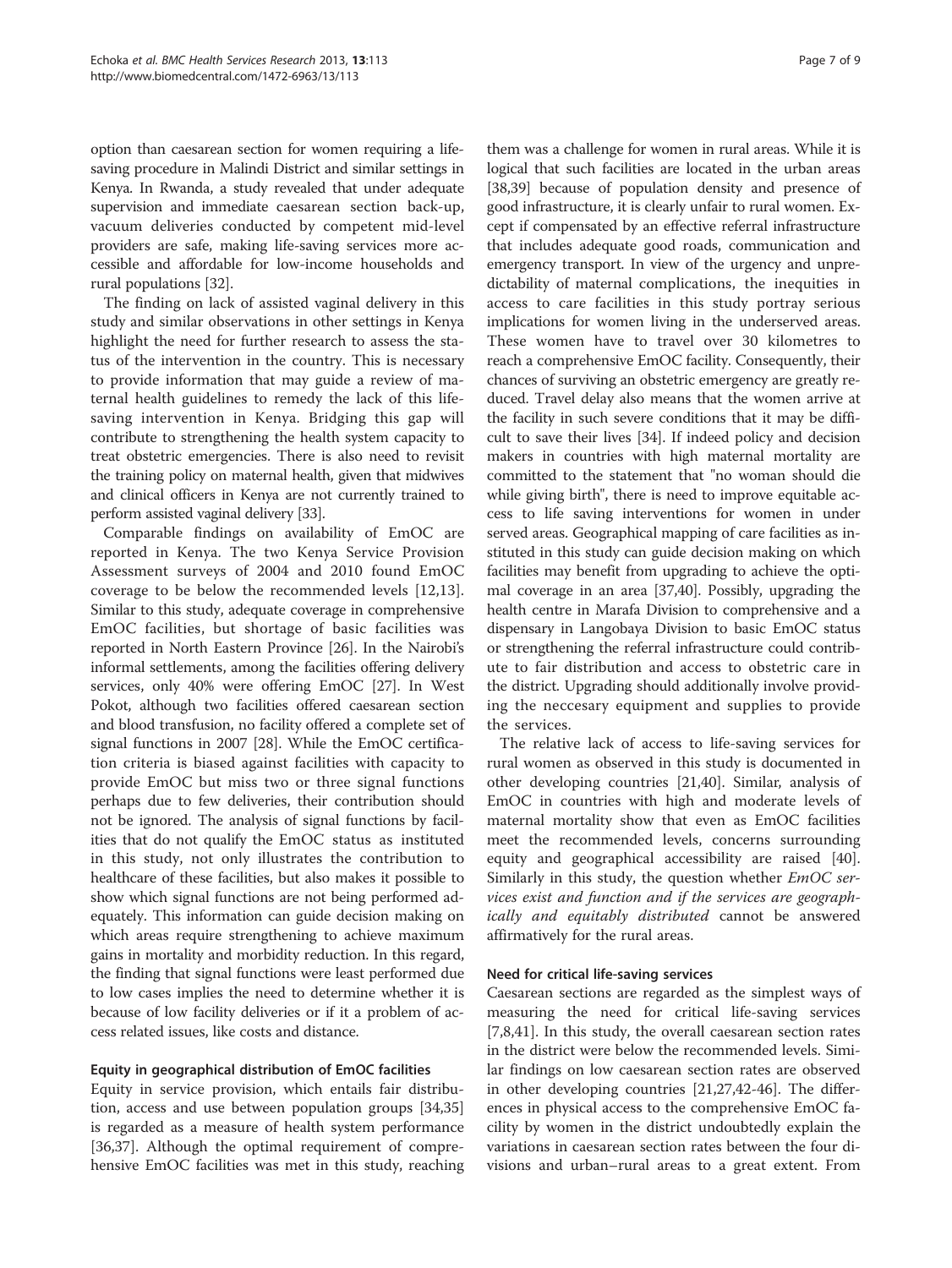option than caesarean section for women requiring a life-saving procedure in Malindi District and similar settings in Kenya. In Rwanda, a study revealed that under adequate supervision and immediate caesarean section back-up, vacuum deliveries conducted by competent mid-level providers are safe, making life-saving services more accessible and affordable for low-income households and rural populations [32].

The finding on lack of assisted vaginal delivery in this study and similar observations in other settings in Kenya highlight the need for further research to assess the status of the intervention in the country. This is necessary to provide information that may guide a review of maternal health guidelines to remedy the lack of this life-saving intervention in Kenya. Bridging this gap will contribute to strengthening the health system capacity to treat obstetric emergencies. There is also need to revisit the training policy on maternal health, given that midwives and clinical officers in Kenya are not currently trained to perform assisted vaginal delivery [33].

Comparable findings on availability of EmOC are reported in Kenya. The two Kenya Service Provision Assessment surveys of 2004 and 2010 found EmOC coverage to be below the recommended levels [12,13]. Similar to this study, adequate coverage in comprehensive EmOC facilities, but shortage of basic facilities was reported in North Eastern Province [26]. In the Nairobi's informal settlements, among the facilities offering delivery services, only 40% were offering EmOC [27]. In West Pokot, although two facilities offered caesarean section and blood transfusion, no facility offered a complete set of signal functions in 2007 [28]. While the EmOC certification criteria is biased against facilities with capacity to provide EmOC but miss two or three signal functions perhaps due to few deliveries, their contribution should not be ignored. The analysis of signal functions by facilities that do not qualify the EmOC status as instituted in this study, not only illustrates the contribution to healthcare of these facilities, but also makes it possible to show which signal functions are not being performed adequately. This information can guide decision making on which areas require strengthening to achieve maximum gains in mortality and morbidity reduction. In this regard, the finding that signal functions were least performed due to low cases implies the need to determine whether it is because of low facility deliveries or if it a problem of access related issues, like costs and distance.

### Equity in geographical distribution of EmOC facilities

Equity in service provision, which entails fair distribution, access and use between population groups [34,35] is regarded as a measure of health system performance [36,37]. Although the optimal requirement of comprehensive EmOC facilities was met in this study, reaching them was a challenge for women in rural areas. While it is logical that such facilities are located in the urban areas [38,39] because of population density and presence of good infrastructure, it is clearly unfair to rural women. Except if compensated by an effective referral infrastructure that includes adequate good roads, communication and emergency transport. In view of the urgency and unpredictability of maternal complications, the inequities in access to care facilities in this study portray serious implications for women living in the underserved areas. These women have to travel over 30 kilometres to reach a comprehensive EmOC facility. Consequently, their chances of surviving an obstetric emergency are greatly reduced. Travel delay also means that the women arrive at the facility in such severe conditions that it may be difficult to save their lives [34]. If indeed policy and decision makers in countries with high maternal mortality are committed to the statement that "no woman should die while giving birth", there is need to improve equitable access to life saving interventions for women in under served areas. Geographical mapping of care facilities as instituted in this study can guide decision making on which facilities may benefit from upgrading to achieve the optimal coverage in an area [37,40]. Possibly, upgrading the health centre in Marafa Division to comprehensive and a dispensary in Langobaya Division to basic EmOC status or strengthening the referral infrastructure could contribute to fair distribution and access to obstetric care in the district. Upgrading should additionally involve providing the neccesary equipment and supplies to provide the services.

The relative lack of access to life-saving services for rural women as observed in this study is documented in other developing countries [21,40]. Similar, analysis of EmOC in countries with high and moderate levels of maternal mortality show that even as EmOC facilities meet the recommended levels, concerns surrounding equity and geographical accessibility are raised [40]. Similarly in this study, the question whether *EmOC services exist and function and if the services are geographically and equitably distributed* cannot be answered affirmatively for the rural areas.

### Need for critical life-saving services

Caesarean sections are regarded as the simplest ways of measuring the need for critical life-saving services [7,8,41]. In this study, the overall caesarean section rates in the district were below the recommended levels. Similar findings on low caesarean section rates are observed in other developing countries [21,27,42-46]. The differences in physical access to the comprehensive EmOC facility by women in the district undoubtedly explain the variations in caesarean section rates between the four divisions and urban–rural areas to a great extent. From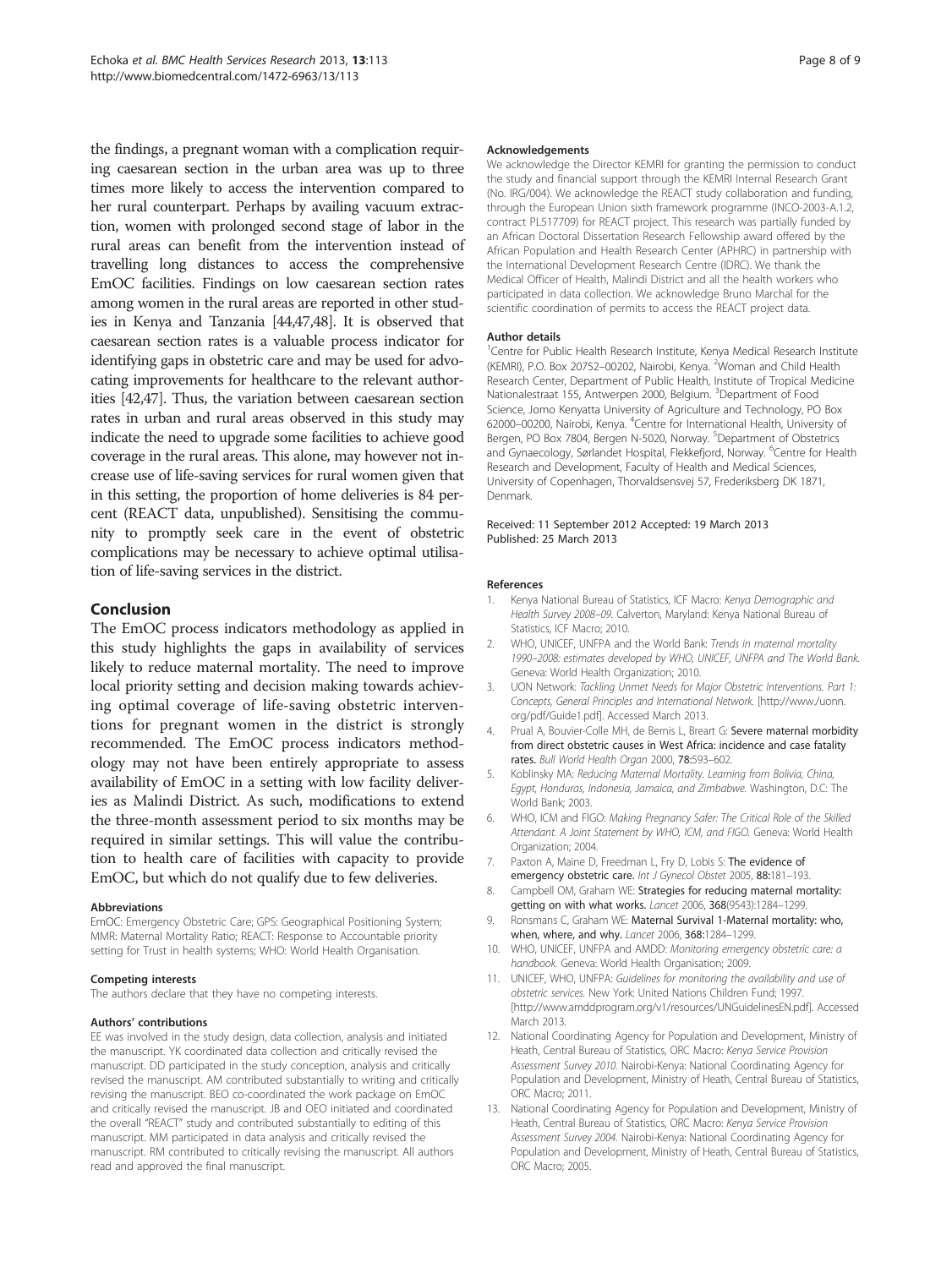the findings, a pregnant woman with a complication requiring caesarean section in the urban area was up to three times more likely to access the intervention compared to her rural counterpart. Perhaps by availing vacuum extraction, women with prolonged second stage of labor in the rural areas can benefit from the intervention instead of travelling long distances to access the comprehensive EmOC facilities. Findings on low caesarean section rates among women in the rural areas are reported in other studies in Kenya and Tanzania [44,47,48]. It is observed that caesarean section rates is a valuable process indicator for identifying gaps in obstetric care and may be used for advocating improvements for healthcare to the relevant authorities [42,47]. Thus, the variation between caesarean section rates in urban and rural areas observed in this study may indicate the need to upgrade some facilities to achieve good coverage in the rural areas. This alone, may however not increase use of life-saving services for rural women given that in this setting, the proportion of home deliveries is 84 percent (REACT data, unpublished). Sensitising the community to promptly seek care in the event of obstetric complications may be necessary to achieve optimal utilisation of life-saving services in the district.

## Conclusion

The EmOC process indicators methodology as applied in this study highlights the gaps in availability of services likely to reduce maternal mortality. The need to improve local priority setting and decision making towards achieving optimal coverage of life-saving obstetric interventions for pregnant women in the district is strongly recommended. The EmOC process indicators methodology may not have been entirely appropriate to assess availability of EmOC in a setting with low facility deliveries as Malindi District. As such, modifications to extend the three-month assessment period to six months may be required in similar settings. This will value the contribution to health care of facilities with capacity to provide EmOC, but which do not qualify due to few deliveries.

#### Abbreviations

EmOC: Emergency Obstetric Care; GPS: Geographical Positioning System; MMR: Maternal Mortality Ratio; REACT: Response to Accountable priority setting for Trust in health systems; WHO: World Health Organisation.

#### Competing interests

The authors declare that they have no competing interests.

#### Authors' contributions

EE was involved in the study design, data collection, analysis and initiated the manuscript. YK coordinated data collection and critically revised the manuscript. DD participated in the study conception, analysis and critically revised the manuscript. AM contributed substantially to writing and critically revising the manuscript. BEO co-coordinated the work package on EmOC and critically revised the manuscript. JB and OEO initiated and coordinated the overall "REACT" study and contributed substantially to editing of this manuscript. MM participated in data analysis and critically revised the manuscript. RM contributed to critically revising the manuscript. All authors read and approved the final manuscript.

#### Acknowledgements

We acknowledge the Director KEMRI for granting the permission to conduct the study and financial support through the KEMRI Internal Research Grant (No. IRG/004). We acknowledge the REACT study collaboration and funding, through the European Union sixth framework programme (INCO-2003-A.1.2, contract PL517709) for REACT project. This research was partially funded by an African Doctoral Dissertation Research Fellowship award offered by the African Population and Health Research Center (APHRC) in partnership with the International Development Research Centre (IDRC). We thank the Medical Officer of Health, Malindi District and all the health workers who participated in data collection. We acknowledge Bruno Marchal for the scientific coordination of permits to access the REACT project data.

#### Author details

[1]Centre for Public Health Research Institute, Kenya Medical Research Institute (KEMRI), P.O. Box 20752–00202, Nairobi, Kenya. [2]Woman and Child Health Research Center, Department of Public Health, Institute of Tropical Medicine Nationalestraat 155, Antwerpen 2000, Belgium. [3]Department of Food Science, Jomo Kenyatta University of Agriculture and Technology, PO Box 62000–00200, Nairobi, Kenya. [4]Centre for International Health, University of Bergen, PO Box 7804, Bergen N-5020, Norway. [5]Department of Obstetrics and Gynaecology, Sørlandet Hospital, Flekkefjord, Norway. [6]Centre for Health Research and Development, Faculty of Health and Medical Sciences, University of Copenhagen, Thorvaldsensvej 57, Frederiksberg DK 1871, Denmark.

Received: 11 September 2012 Accepted: 19 March 2013
Published: 25 March 2013

#### References

1. Kenya National Bureau of Statistics, ICF Macro: *Kenya Demographic and Health Survey 2008–09.* Calverton, Maryland: Kenya National Bureau of Statistics, ICF Macro; 2010.
2. WHO, UNICEF, UNFPA and the World Bank: *Trends in maternal mortality 1990–2008: estimates developed by WHO, UNICEF, UNFPA and The World Bank.* Geneva: World Health Organization; 2010.
3. UON Network: *Tackling Unmet Needs for Major Obstetric Interventions. Part 1: Concepts, General Principles and International Network.* [http://www./uonn.org/pdf/Guide1.pdf]. Accessed March 2013.
4. Prual A, Bouvier-Colle MH, de Bernis L, Breart G: **Severe maternal morbidity from direct obstetric causes in West Africa: incidence and case fatality rates.** *Bull World Health Organ* 2000, **78:**593–602.
5. Koblinsky MA: *Reducing Maternal Mortality. Learning from Bolivia, China, Egypt, Honduras, Indonesia, Jamaica, and Zimbabwe.* Washington, D.C: The World Bank; 2003.
6. WHO, ICM and FIGO: *Making Pregnancy Safer: The Critical Role of the Skilled Attendant. A Joint Statement by WHO, ICM, and FIGO.* Geneva: World Health Organization; 2004.
7. Paxton A, Maine D, Freedman L, Fry D, Lobis S: **The evidence of emergency obstetric care.** *Int J Gynecol Obstet* 2005, **88:**181–193.
8. Campbell OM, Graham WE: **Strategies for reducing maternal mortality: getting on with what works.** *Lancet* 2006, **368**(9543):1284–1299.
9. Ronsmans C, Graham WE: **Maternal Survival 1-Maternal mortality: who, when, where, and why.** *Lancet* 2006, **368:**1284–1299.
10. WHO, UNICEF, UNFPA and AMDD: *Monitoring emergency obstetric care: a handbook.* Geneva: World Health Organisation; 2009.
11. UNICEF, WHO, UNFPA: *Guidelines for monitoring the availability and use of obstetric services.* New York: United Nations Children Fund; 1997. [http://www.amddprogram.org/v1/resources/UNGuidelinesEN.pdf]. Accessed March 2013.
12. National Coordinating Agency for Population and Development, Ministry of Heath, Central Bureau of Statistics, ORC Macro: *Kenya Service Provision Assessment Survey 2010.* Nairobi-Kenya: National Coordinating Agency for Population and Development, Ministry of Heath, Central Bureau of Statistics, ORC Macro; 2011.
13. National Coordinating Agency for Population and Development, Ministry of Heath, Central Bureau of Statistics, ORC Macro: *Kenya Service Provision Assessment Survey 2004.* Nairobi-Kenya: National Coordinating Agency for Population and Development, Ministry of Heath, Central Bureau of Statistics, ORC Macro; 2005.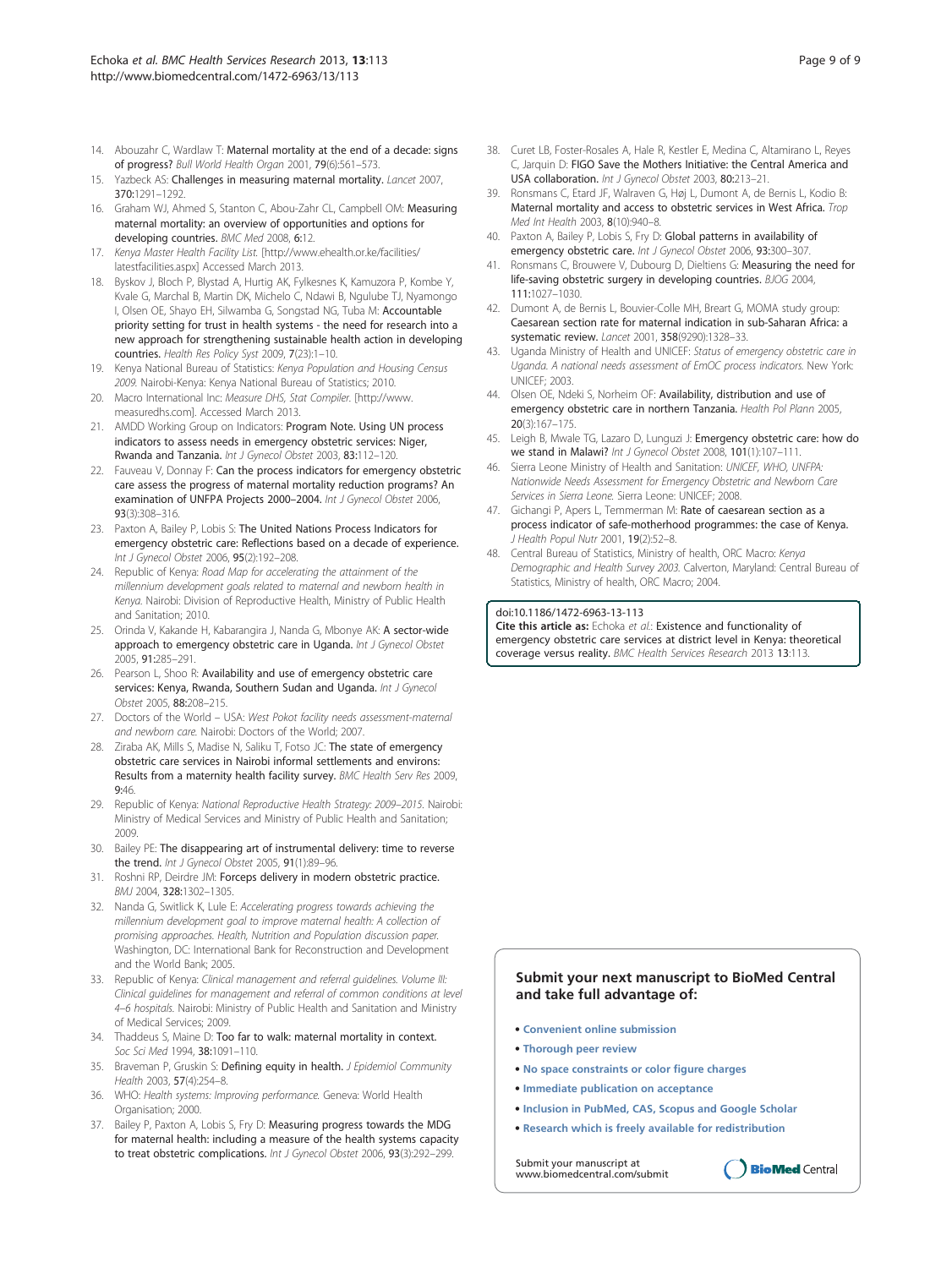14. Abouzahr C, Wardlaw T: **Maternal mortality at the end of a decade: signs of progress?** *Bull World Health Organ* 2001, **79**(6):561–573.
15. Yazbeck AS: **Challenges in measuring maternal mortality.** *Lancet* 2007, **370**:1291–1292.
16. Graham WJ, Ahmed S, Stanton C, Abou-Zahr CL, Campbell OM: **Measuring maternal mortality: an overview of opportunities and options for developing countries.** *BMC Med* 2008, **6**:12.
17. *Kenya Master Health Facility List.* [http://www.ehealth.or.ke/facilities/latestfacilities.aspx] Accessed March 2013.
18. Byskov J, Bloch P, Blystad A, Hurtig AK, Fylkesnes K, Kamuzora P, Kombe Y, Kvale G, Marchal B, Martin DK, Michelo C, Ndawi B, Ngulube TJ, Nyamongo I, Olsen OE, Shayo EH, Silwamba G, Songstad NG, Tuba M: **Accountable priority setting for trust in health systems - the need for research into a new approach for strengthening sustainable health action in developing countries.** *Health Res Policy Syst* 2009, **7**(23):1–10.
19. Kenya National Bureau of Statistics: *Kenya Population and Housing Census 2009.* Nairobi-Kenya: Kenya National Bureau of Statistics; 2010.
20. Macro International Inc: *Measure DHS, Stat Compiler.* [http://www.measuredhs.com]. Accessed March 2013.
21. AMDD Working Group on Indicators: **Program Note. Using UN process indicators to assess needs in emergency obstetric services: Niger, Rwanda and Tanzania.** *Int J Gynecol Obstet* 2003, **83**:112–120.
22. Fauveau V, Donnay F: **Can the process indicators for emergency obstetric care assess the progress of maternal mortality reduction programs? An examination of UNFPA Projects 2000–2004.** *Int J Gynecol Obstet* 2006, **93**(3):308–316.
23. Paxton A, Bailey P, Lobis S: **The United Nations Process Indicators for emergency obstetric care: Reflections based on a decade of experience.** *Int J Gynecol Obstet* 2006, **95**(2):192–208.
24. Republic of Kenya: *Road Map for accelerating the attainment of the millennium development goals related to maternal and newborn health in Kenya.* Nairobi: Division of Reproductive Health, Ministry of Public Health and Sanitation; 2010.
25. Orinda V, Kakande H, Kabarangira J, Nanda G, Mbonye AK: **A sector-wide approach to emergency obstetric care in Uganda.** *Int J Gynecol Obstet* 2005, **91**:285–291.
26. Pearson L, Shoo R: **Availability and use of emergency obstetric care services: Kenya, Rwanda, Southern Sudan and Uganda.** *Int J Gynecol Obstet* 2005, **88**:208–215.
27. Doctors of the World – USA: *West Pokot facility needs assessment-maternal and newborn care.* Nairobi: Doctors of the World; 2007.
28. Ziraba AK, Mills S, Madise N, Saliku T, Fotso JC: **The state of emergency obstetric care services in Nairobi informal settlements and environs: Results from a maternity health facility survey.** *BMC Health Serv Res* 2009, **9**:46.
29. Republic of Kenya: *National Reproductive Health Strategy: 2009–2015.* Nairobi: Ministry of Medical Services and Ministry of Public Health and Sanitation; 2009.
30. Bailey PE: **The disappearing art of instrumental delivery: time to reverse the trend.** *Int J Gynecol Obstet* 2005, **91**(1):89–96.
31. Roshni RP, Deirdre JM: **Forceps delivery in modern obstetric practice.** *BMJ* 2004, **328**:1302–1305.
32. Nanda G, Switlick K, Lule E: *Accelerating progress towards achieving the millennium development goal to improve maternal health: A collection of promising approaches. Health, Nutrition and Population discussion paper.* Washington, DC: International Bank for Reconstruction and Development and the World Bank; 2005.
33. Republic of Kenya: *Clinical management and referral guidelines. Volume III: Clinical guidelines for management and referral of common conditions at level 4–6 hospitals.* Nairobi: Ministry of Public Health and Sanitation and Ministry of Medical Services; 2009.
34. Thaddeus S, Maine D: **Too far to walk: maternal mortality in context.** *Soc Sci Med* 1994, **38**:1091–110.
35. Braveman P, Gruskin S: **Defining equity in health.** *J Epidemiol Community Health* 2003, **57**(4):254–8.
36. WHO: *Health systems: Improving performance.* Geneva: World Health Organisation; 2000.
37. Bailey P, Paxton A, Lobis S, Fry D: **Measuring progress towards the MDG for maternal health: including a measure of the health systems capacity to treat obstetric complications.** *Int J Gynecol Obstet* 2006, **93**(3):292–299.
38. Curet LB, Foster-Rosales A, Hale R, Kestler E, Medina C, Altamirano L, Reyes C, Jarquin D: **FIGO Save the Mothers Initiative: the Central America and USA collaboration.** *Int J Gynecol Obstet* 2003, **80**:213–21.
39. Ronsmans C, Etard JF, Walraven G, Høj L, Dumont A, de Bernis L, Kodio B: **Maternal mortality and access to obstetric services in West Africa.** *Trop Med Int Health* 2003, **8**(10):940–8.
40. Paxton A, Bailey P, Lobis S, Fry D: **Global patterns in availability of emergency obstetric care.** *Int J Gynecol Obstet* 2006, **93**:300–307.
41. Ronsmans C, Brouwere V, Dubourg D, Dieltiens G: **Measuring the need for life-saving obstetric surgery in developing countries.** *BJOG* 2004, **111**:1027–1030.
42. Dumont A, de Bernis L, Bouvier-Colle MH, Breart G, MOMA study group: **Caesarean section rate for maternal indication in sub-Saharan Africa: a systematic review.** *Lancet* 2001, **358**(9290):1328–33.
43. Uganda Ministry of Health and UNICEF: *Status of emergency obstetric care in Uganda. A national needs assessment of EmOC process indicators.* New York: UNICEF; 2003.
44. Olsen OE, Ndeki S, Norheim OF: **Availability, distribution and use of emergency obstetric care in northern Tanzania.** *Health Pol Plann* 2005, **20**(3):167–175.
45. Leigh B, Mwale TG, Lazaro D, Lunguzi J: **Emergency obstetric care: how do we stand in Malawi?** *Int J Gynecol Obstet* 2008, **101**(1):107–111.
46. Sierra Leone Ministry of Health and Sanitation: *UNICEF, WHO, UNFPA: Nationwide Needs Assessment for Emergency Obstetric and Newborn Care Services in Sierra Leone.* Sierra Leone: UNICEF; 2008.
47. Gichangi P, Apers L, Temmerman M: **Rate of caesarean section as a process indicator of safe-motherhood programmes: the case of Kenya.** *J Health Popul Nutr* 2001, **19**(2):52–8.
48. Central Bureau of Statistics, Ministry of health, ORC Macro: *Kenya Demographic and Health Survey 2003.* Calverton, Maryland: Central Bureau of Statistics, Ministry of health, ORC Macro; 2004.

doi:10.1186/1472-6963-13-113

**Cite this article as:** Echoka *et al.*: Existence and functionality of emergency obstetric care services at district level in Kenya: theoretical coverage versus reality. *BMC Health Services Research* 2013 **13**:113.

**Submit your next manuscript to BioMed Central and take full advantage of:**

- **Convenient online submission**
- **Thorough peer review**
- **No space constraints or color figure charges**
- **Immediate publication on acceptance**
- **Inclusion in PubMed, CAS, Scopus and Google Scholar**
- **Research which is freely available for redistribution**

Submit your manuscript at www.biomedcentral.com/submit

BioMed Central